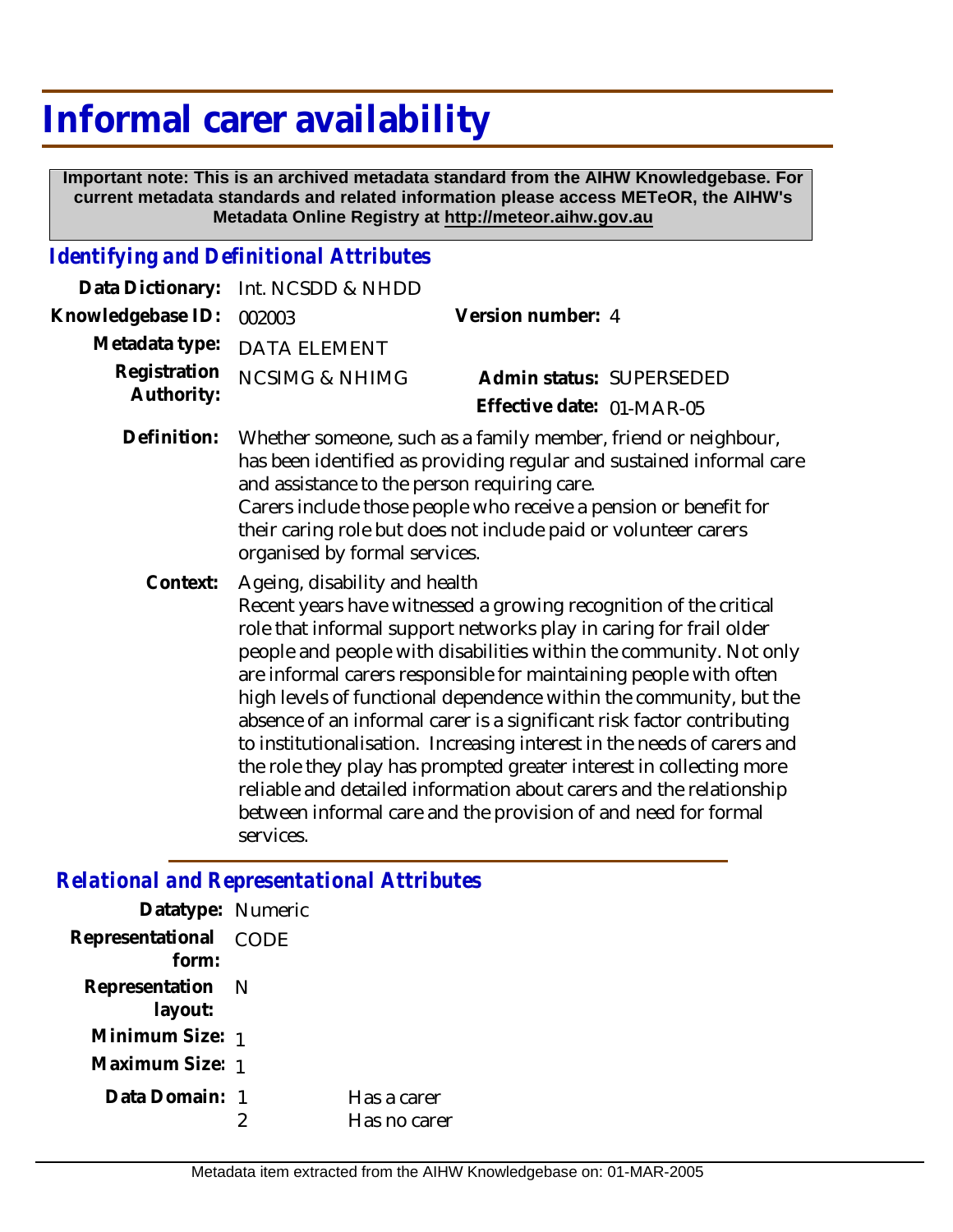# Informal carer availability

**Important note: This is an archived metadata standard from the AIHW Knowledgebase. For current metadata standards and related information please access METeOR, the AIHW's Metadata Online Registry at http://meteor.aihw.gov.au**

## *Identifying and Definitional Attributes*

**Data Dictionary:** Int. NCSDD & NHDD

**Knowledgebase ID:** 002003

**Version number:** 4

**Metadata type:** DATA ELEMENT

**Registration Authority:** NCSIMG & NHIMG

**Admin status:** SUPERSEDED

**Effective date:** 01-MAR-05

**Definition:** Whether someone, such as a family member, friend or neighbour, has been identified as providing regular and sustained informal care and assistance to the person requiring care.
Carers include those people who receive a pension or benefit for their caring role but does not include paid or volunteer carers organised by formal services.

**Context:** Ageing, disability and health
Recent years have witnessed a growing recognition of the critical role that informal support networks play in caring for frail older people and people with disabilities within the community. Not only are informal carers responsible for maintaining people with often high levels of functional dependence within the community, but the absence of an informal carer is a significant risk factor contributing to institutionalisation. Increasing interest in the needs of carers and the role they play has prompted greater interest in collecting more reliable and detailed information about carers and the relationship between informal care and the provision of and need for formal services.

## *Relational and Representational Attributes*

**Datatype:** Numeric

**Representational form:** CODE

**Representation layout:** N

**Minimum Size:** 1

**Maximum Size:** 1

**Data Domain:**

1 Has a carer
2 Has no carer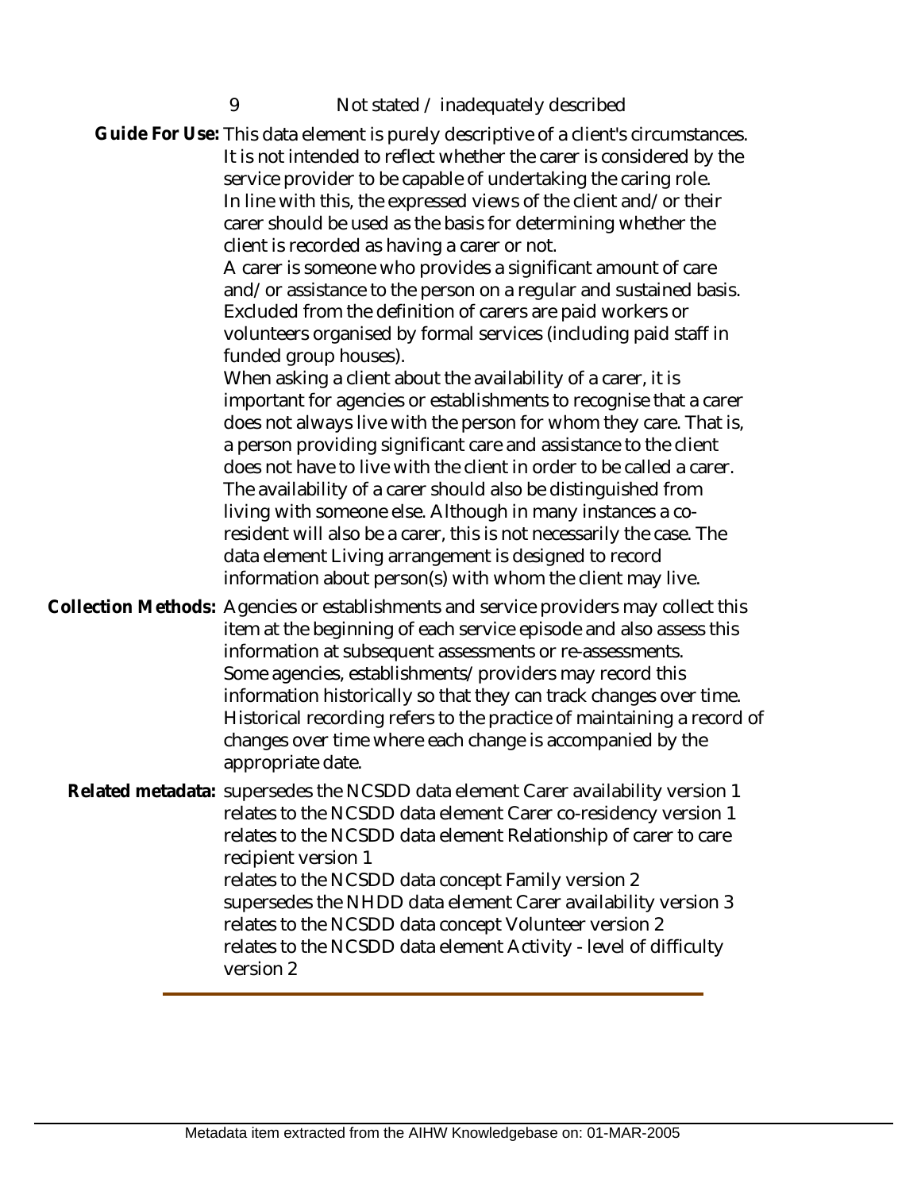| | |
|---|---|
| 9 | Not stated / inadequately described |

**Guide For Use:** This data element is purely descriptive of a client's circumstances. It is not intended to reflect whether the carer is considered by the service provider to be capable of undertaking the caring role. In line with this, the expressed views of the client and/or their carer should be used as the basis for determining whether the client is recorded as having a carer or not.

A carer is someone who provides a significant amount of care and/or assistance to the person on a regular and sustained basis. Excluded from the definition of carers are paid workers or volunteers organised by formal services (including paid staff in funded group houses).

When asking a client about the availability of a carer, it is important for agencies or establishments to recognise that a carer does not always live with the person for whom they care. That is, a person providing significant care and assistance to the client does not have to live with the client in order to be called a carer. The availability of a carer should also be distinguished from living with someone else. Although in many instances a co-resident will also be a carer, this is not necessarily the case. The data element Living arrangement is designed to record information about person(s) with whom the client may live.

**Collection Methods:** Agencies or establishments and service providers may collect this item at the beginning of each service episode and also assess this information at subsequent assessments or re-assessments. Some agencies, establishments/providers may record this information historically so that they can track changes over time. Historical recording refers to the practice of maintaining a record of changes over time where each change is accompanied by the appropriate date.

**Related metadata:** supersedes the NCSDD data element Carer availability version 1
relates to the NCSDD data element Carer co-residency version 1
relates to the NCSDD data element Relationship of carer to care recipient version 1
relates to the NCSDD data concept Family version 2
supersedes the NHDD data element Carer availability version 3
relates to the NCSDD data concept Volunteer version 2
relates to the NCSDD data element Activity - level of difficulty version 2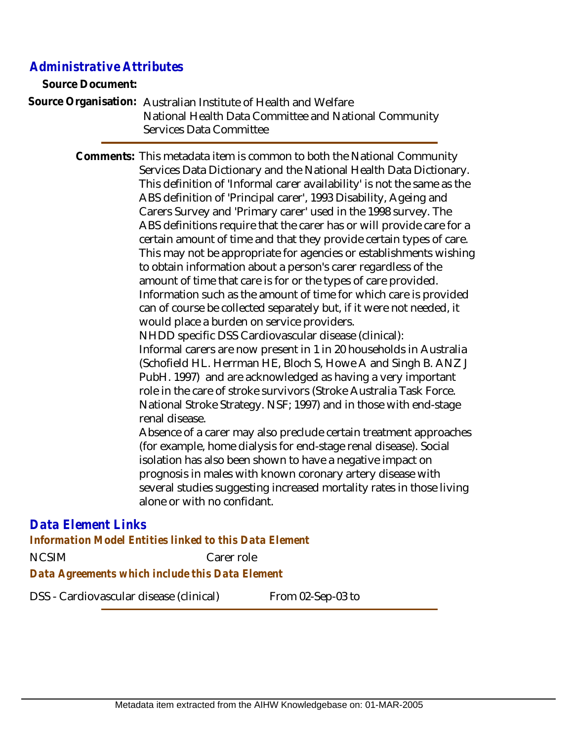## Administrative Attributes

**Source Document:**

**Source Organisation:** Australian Institute of Health and Welfare
National Health Data Committee and National Community Services Data Committee

**Comments:** This metadata item is common to both the National Community Services Data Dictionary and the National Health Data Dictionary. This definition of 'Informal carer availability' is not the same as the ABS definition of 'Principal carer', 1993 Disability, Ageing and Carers Survey and 'Primary carer' used in the 1998 survey. The ABS definitions require that the carer has or will provide care for a certain amount of time and that they provide certain types of care. This may not be appropriate for agencies or establishments wishing to obtain information about a person's carer regardless of the amount of time that care is for or the types of care provided. Information such as the amount of time for which care is provided can of course be collected separately but, if it were not needed, it would place a burden on service providers.
NHDD specific DSS Cardiovascular disease (clinical):
Informal carers are now present in 1 in 20 households in Australia (Schofield HL. Herrman HE, Bloch S, Howe A and Singh B. ANZ J PubH. 1997) and are acknowledged as having a very important role in the care of stroke survivors (Stroke Australia Task Force. National Stroke Strategy. NSF; 1997) and in those with end-stage renal disease.
Absence of a carer may also preclude certain treatment approaches (for example, home dialysis for end-stage renal disease). Social isolation has also been shown to have a negative impact on prognosis in males with known coronary artery disease with several studies suggesting increased mortality rates in those living alone or with no confidant.

## Data Element Links

### Information Model Entities linked to this Data Element

NCSIM Carer role

### Data Agreements which include this Data Element

DSS - Cardiovascular disease (clinical) From 02-Sep-03 to

Metadata item extracted from the AIHW Knowledgebase on: 01-MAR-2005